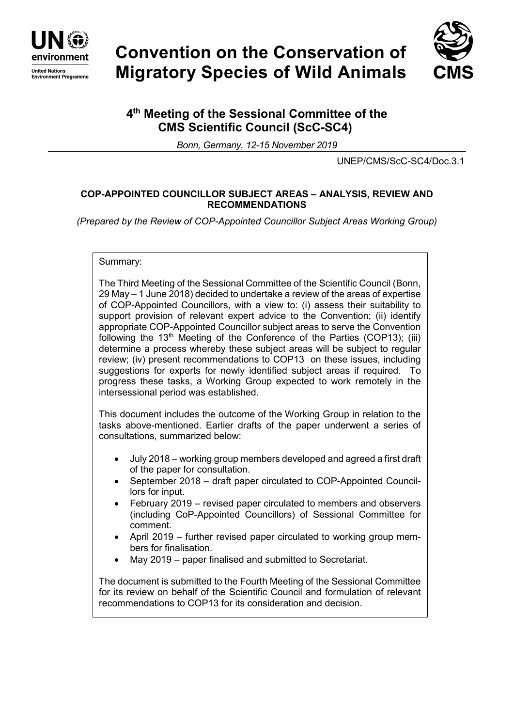# Convention on the Conservation of Migratory Species of Wild Animals

UN environment
United Nations Environment Programme

CMS

## 4th Meeting of the Sessional Committee of the CMS Scientific Council (ScC-SC4)

*Bonn, Germany, 12-15 November 2019*

UNEP/CMS/ScC-SC4/Doc.3.1

### COP-APPOINTED COUNCILLOR SUBJECT AREAS – ANALYSIS, REVIEW AND RECOMMENDATIONS

*(Prepared by the Review of COP-Appointed Councillor Subject Areas Working Group)*

Summary:

The Third Meeting of the Sessional Committee of the Scientific Council (Bonn, 29 May – 1 June 2018) decided to undertake a review of the areas of expertise of COP-Appointed Councillors, with a view to: (i) assess their suitability to support provision of relevant expert advice to the Convention; (ii) identify appropriate COP-Appointed Councillor subject areas to serve the Convention following the 13th Meeting of the Conference of the Parties (COP13); (iii) determine a process whereby these subject areas will be subject to regular review; (iv) present recommendations to COP13 on these issues, including suggestions for experts for newly identified subject areas if required. To progress these tasks, a Working Group expected to work remotely in the intersessional period was established.

This document includes the outcome of the Working Group in relation to the tasks above-mentioned. Earlier drafts of the paper underwent a series of consultations, summarized below:

- July 2018 – working group members developed and agreed a first draft of the paper for consultation.
- September 2018 – draft paper circulated to COP-Appointed Councillors for input.
- February 2019 – revised paper circulated to members and observers (including CoP-Appointed Councillors) of Sessional Committee for comment.
- April 2019 – further revised paper circulated to working group members for finalisation.
- May 2019 – paper finalised and submitted to Secretariat.

The document is submitted to the Fourth Meeting of the Sessional Committee for its review on behalf of the Scientific Council and formulation of relevant recommendations to COP13 for its consideration and decision.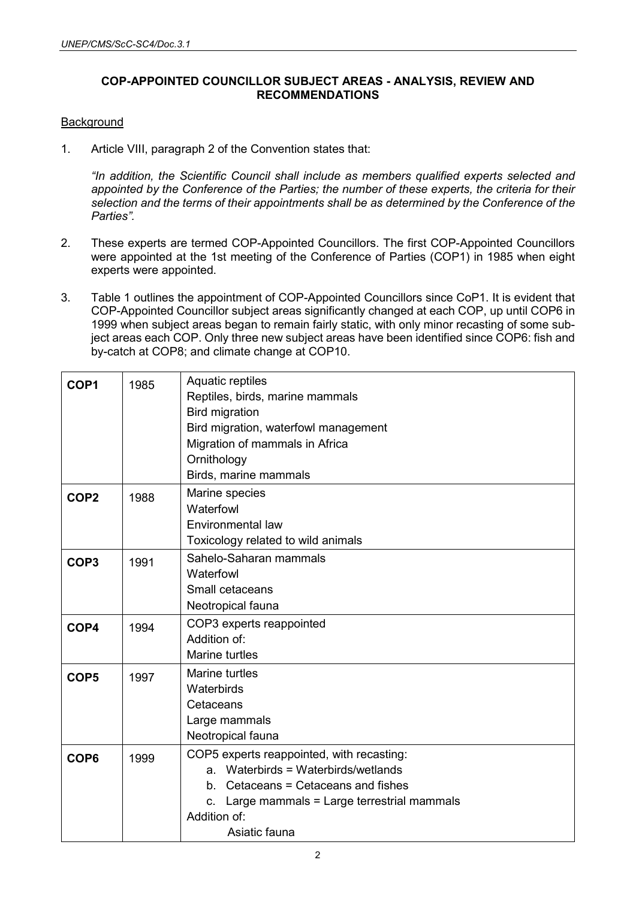## COP-APPOINTED COUNCILLOR SUBJECT AREAS - ANALYSIS, REVIEW AND RECOMMENDATIONS

<u>Background</u>

1. Article VIII, paragraph 2 of the Convention states that:

   *"In addition, the Scientific Council shall include as members qualified experts selected and appointed by the Conference of the Parties; the number of these experts, the criteria for their selection and the terms of their appointments shall be as determined by the Conference of the Parties".*

2. These experts are termed COP-Appointed Councillors. The first COP-Appointed Councillors were appointed at the 1st meeting of the Conference of Parties (COP1) in 1985 when eight experts were appointed.

3. Table 1 outlines the appointment of COP-Appointed Councillors since CoP1. It is evident that COP-Appointed Councillor subject areas significantly changed at each COP, up until COP6 in 1999 when subject areas began to remain fairly static, with only minor recasting of some subject areas each COP. Only three new subject areas have been identified since COP6: fish and by-catch at COP8; and climate change at COP10.

| | | |
|---|---|---|
| **COP1** | 1985 | Aquatic reptiles<br>Reptiles, birds, marine mammals<br>Bird migration<br>Bird migration, waterfowl management<br>Migration of mammals in Africa<br>Ornithology<br>Birds, marine mammals |
| **COP2** | 1988 | Marine species<br>Waterfowl<br>Environmental law<br>Toxicology related to wild animals |
| **COP3** | 1991 | Sahelo-Saharan mammals<br>Waterfowl<br>Small cetaceans<br>Neotropical fauna |
| **COP4** | 1994 | COP3 experts reappointed<br>Addition of:<br>Marine turtles |
| **COP5** | 1997 | Marine turtles<br>Waterbirds<br>Cetaceans<br>Large mammals<br>Neotropical fauna |
| **COP6** | 1999 | COP5 experts reappointed, with recasting:<br>a. Waterbirds = Waterbirds/wetlands<br>b. Cetaceans = Cetaceans and fishes<br>c. Large mammals = Large terrestrial mammals<br>Addition of:<br>Asiatic fauna |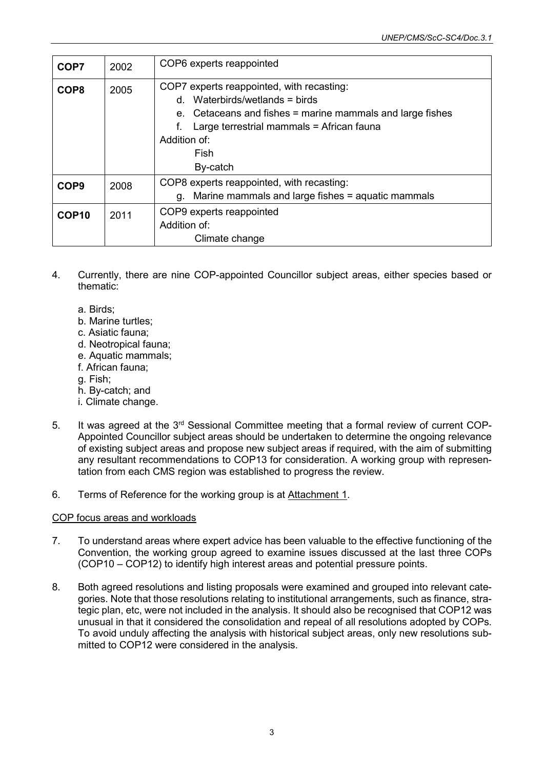| COP7 | 2002 | COP6 experts reappointed |
|---|---|---|
| COP8 | 2005 | COP7 experts reappointed, with recasting:<br>d. Waterbirds/wetlands = birds<br>e. Cetaceans and fishes = marine mammals and large fishes<br>f. Large terrestrial mammals = African fauna<br>Addition of:<br>Fish<br>By-catch |
| COP9 | 2008 | COP8 experts reappointed, with recasting:<br>g. Marine mammals and large fishes = aquatic mammals |
| COP10 | 2011 | COP9 experts reappointed<br>Addition of:<br>Climate change |

4. Currently, there are nine COP-appointed Councillor subject areas, either species based or thematic:

   a. Birds;
   b. Marine turtles;
   c. Asiatic fauna;
   d. Neotropical fauna;
   e. Aquatic mammals;
   f. African fauna;
   g. Fish;
   h. By-catch; and
   i. Climate change.

5. It was agreed at the 3rd Sessional Committee meeting that a formal review of current COP-Appointed Councillor subject areas should be undertaken to determine the ongoing relevance of existing subject areas and propose new subject areas if required, with the aim of submitting any resultant recommendations to COP13 for consideration. A working group with representation from each CMS region was established to progress the review.

6. Terms of Reference for the working group is at Attachment 1.

COP focus areas and workloads

7. To understand areas where expert advice has been valuable to the effective functioning of the Convention, the working group agreed to examine issues discussed at the last three COPs (COP10 – COP12) to identify high interest areas and potential pressure points.

8. Both agreed resolutions and listing proposals were examined and grouped into relevant categories. Note that those resolutions relating to institutional arrangements, such as finance, strategic plan, etc, were not included in the analysis. It should also be recognised that COP12 was unusual in that it considered the consolidation and repeal of all resolutions adopted by COPs. To avoid unduly affecting the analysis with historical subject areas, only new resolutions submitted to COP12 were considered in the analysis.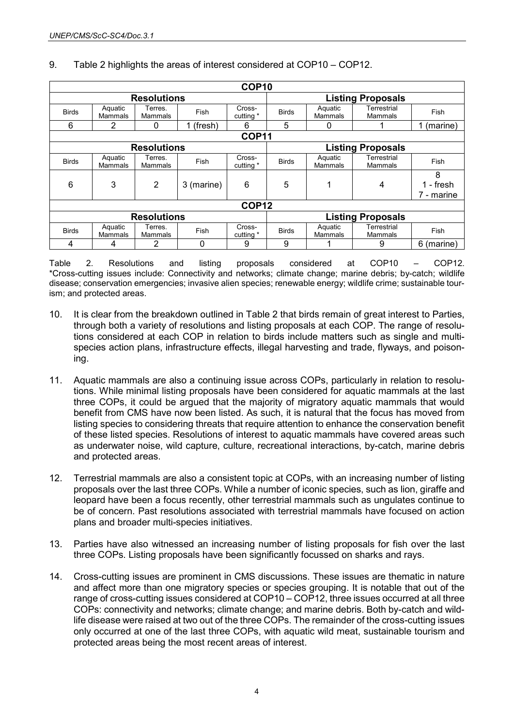9. Table 2 highlights the areas of interest considered at COP10 – COP12.

| COP10 | | | | | | | | |
|---|---|---|---|---|---|---|---|---|
| Resolutions | | | | | Listing Proposals | | | |
| Birds | Aquatic Mammals | Terres. Mammals | Fish | Cross-cutting * | Birds | Aquatic Mammals | Terrestrial Mammals | Fish |
| 6 | 2 | 0 | 1 (fresh) | 6 | 5 | 0 | 1 | 1 (marine) |
| **COP11** | | | | | | | | |
| Resolutions | | | | | Listing Proposals | | | |
| Birds | Aquatic Mammals | Terres. Mammals | Fish | Cross-cutting * | Birds | Aquatic Mammals | Terrestrial Mammals | Fish |
| 6 | 3 | 2 | 3 (marine) | 6 | 5 | 1 | 4 | 8<br>1 - fresh<br>7 - marine |
| **COP12** | | | | | | | | |
| Resolutions | | | | | Listing Proposals | | | |
| Birds | Aquatic Mammals | Terres. Mammals | Fish | Cross-cutting * | Birds | Aquatic Mammals | Terrestrial Mammals | Fish |
| 4 | 4 | 2 | 0 | 9 | 9 | 1 | 9 | 6 (marine) |

Table 2. Resolutions and listing proposals considered at COP10 – COP12. *Cross-cutting issues include: Connectivity and networks; climate change; marine debris; by-catch; wildlife disease; conservation emergencies; invasive alien species; renewable energy; wildlife crime; sustainable tourism; and protected areas.

10. It is clear from the breakdown outlined in Table 2 that birds remain of great interest to Parties, through both a variety of resolutions and listing proposals at each COP. The range of resolutions considered at each COP in relation to birds include matters such as single and multi-species action plans, infrastructure effects, illegal harvesting and trade, flyways, and poisoning.

11. Aquatic mammals are also a continuing issue across COPs, particularly in relation to resolutions. While minimal listing proposals have been considered for aquatic mammals at the last three COPs, it could be argued that the majority of migratory aquatic mammals that would benefit from CMS have now been listed. As such, it is natural that the focus has moved from listing species to considering threats that require attention to enhance the conservation benefit of these listed species. Resolutions of interest to aquatic mammals have covered areas such as underwater noise, wild capture, culture, recreational interactions, by-catch, marine debris and protected areas.

12. Terrestrial mammals are also a consistent topic at COPs, with an increasing number of listing proposals over the last three COPs. While a number of iconic species, such as lion, giraffe and leopard have been a focus recently, other terrestrial mammals such as ungulates continue to be of concern. Past resolutions associated with terrestrial mammals have focused on action plans and broader multi-species initiatives.

13. Parties have also witnessed an increasing number of listing proposals for fish over the last three COPs. Listing proposals have been significantly focussed on sharks and rays.

14. Cross-cutting issues are prominent in CMS discussions. These issues are thematic in nature and affect more than one migratory species or species grouping. It is notable that out of the range of cross-cutting issues considered at COP10 – COP12, three issues occurred at all three COPs: connectivity and networks; climate change; and marine debris. Both by-catch and wildlife disease were raised at two out of the three COPs. The remainder of the cross-cutting issues only occurred at one of the last three COPs, with aquatic wild meat, sustainable tourism and protected areas being the most recent areas of interest.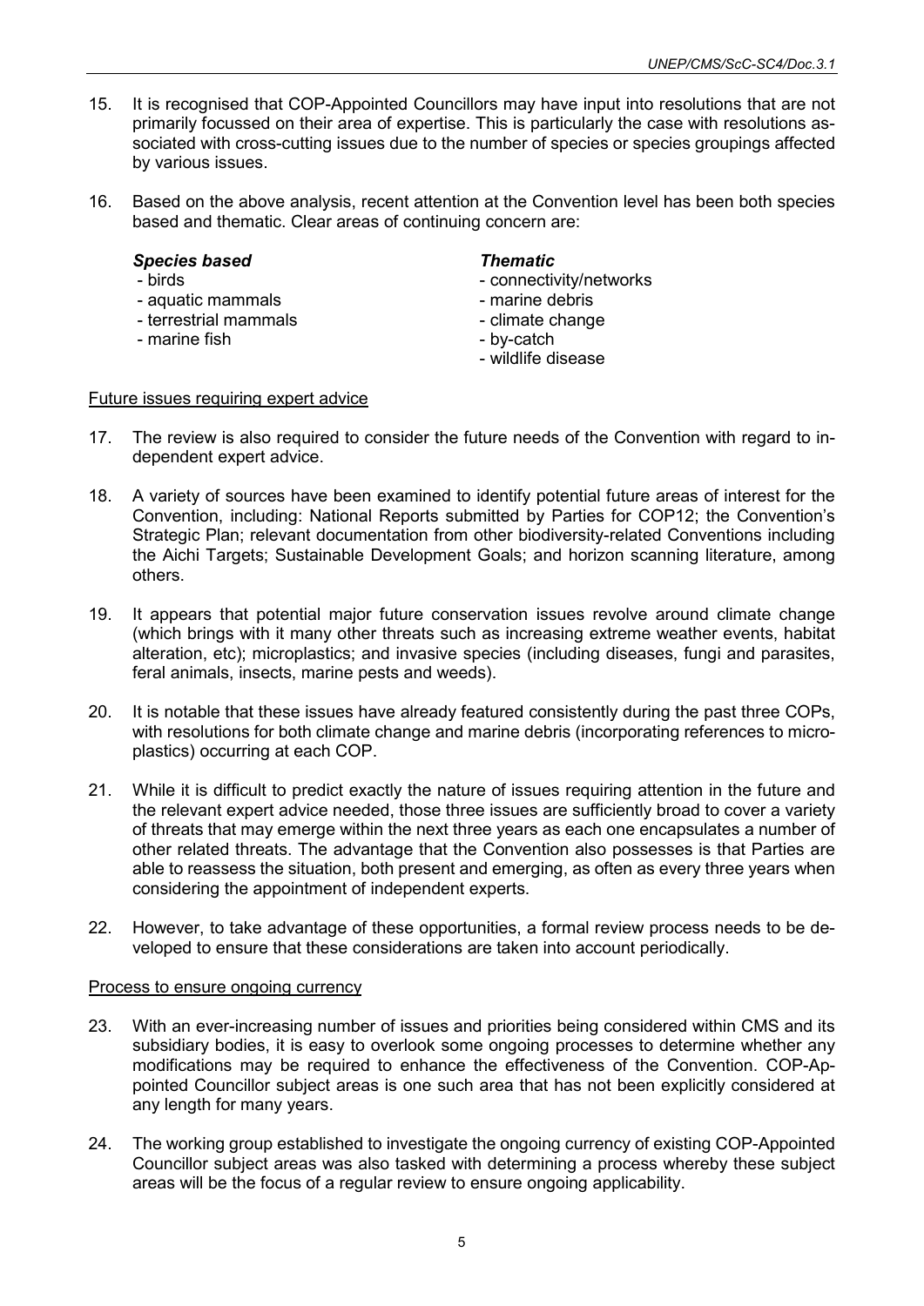15. It is recognised that COP-Appointed Councillors may have input into resolutions that are not primarily focussed on their area of expertise. This is particularly the case with resolutions associated with cross-cutting issues due to the number of species or species groupings affected by various issues.

16. Based on the above analysis, recent attention at the Convention level has been both species based and thematic. Clear areas of continuing concern are:

| ***Species based*** | ***Thematic*** |
|---|---|
| - birds | - connectivity/networks |
| - aquatic mammals | - marine debris |
| - terrestrial mammals | - climate change |
| - marine fish | - by-catch |
| | - wildlife disease |

Future issues requiring expert advice

17. The review is also required to consider the future needs of the Convention with regard to independent expert advice.

18. A variety of sources have been examined to identify potential future areas of interest for the Convention, including: National Reports submitted by Parties for COP12; the Convention's Strategic Plan; relevant documentation from other biodiversity-related Conventions including the Aichi Targets; Sustainable Development Goals; and horizon scanning literature, among others.

19. It appears that potential major future conservation issues revolve around climate change (which brings with it many other threats such as increasing extreme weather events, habitat alteration, etc); microplastics; and invasive species (including diseases, fungi and parasites, feral animals, insects, marine pests and weeds).

20. It is notable that these issues have already featured consistently during the past three COPs, with resolutions for both climate change and marine debris (incorporating references to microplastics) occurring at each COP.

21. While it is difficult to predict exactly the nature of issues requiring attention in the future and the relevant expert advice needed, those three issues are sufficiently broad to cover a variety of threats that may emerge within the next three years as each one encapsulates a number of other related threats. The advantage that the Convention also possesses is that Parties are able to reassess the situation, both present and emerging, as often as every three years when considering the appointment of independent experts.

22. However, to take advantage of these opportunities, a formal review process needs to be developed to ensure that these considerations are taken into account periodically.

Process to ensure ongoing currency

23. With an ever-increasing number of issues and priorities being considered within CMS and its subsidiary bodies, it is easy to overlook some ongoing processes to determine whether any modifications may be required to enhance the effectiveness of the Convention. COP-Appointed Councillor subject areas is one such area that has not been explicitly considered at any length for many years.

24. The working group established to investigate the ongoing currency of existing COP-Appointed Councillor subject areas was also tasked with determining a process whereby these subject areas will be the focus of a regular review to ensure ongoing applicability.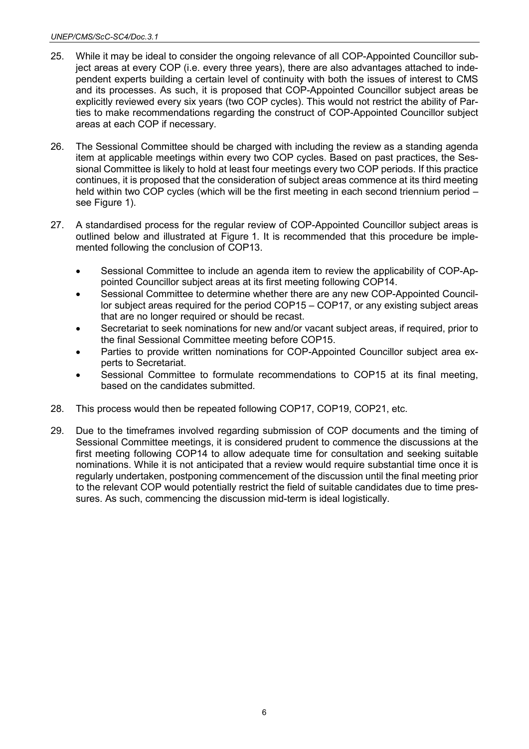25. While it may be ideal to consider the ongoing relevance of all COP-Appointed Councillor subject areas at every COP (i.e. every three years), there are also advantages attached to independent experts building a certain level of continuity with both the issues of interest to CMS and its processes. As such, it is proposed that COP-Appointed Councillor subject areas be explicitly reviewed every six years (two COP cycles). This would not restrict the ability of Parties to make recommendations regarding the construct of COP-Appointed Councillor subject areas at each COP if necessary.

26. The Sessional Committee should be charged with including the review as a standing agenda item at applicable meetings within every two COP cycles. Based on past practices, the Sessional Committee is likely to hold at least four meetings every two COP periods. If this practice continues, it is proposed that the consideration of subject areas commence at its third meeting held within two COP cycles (which will be the first meeting in each second triennium period – see Figure 1).

27. A standardised process for the regular review of COP-Appointed Councillor subject areas is outlined below and illustrated at Figure 1. It is recommended that this procedure be implemented following the conclusion of COP13.

    - Sessional Committee to include an agenda item to review the applicability of COP-Appointed Councillor subject areas at its first meeting following COP14.
    - Sessional Committee to determine whether there are any new COP-Appointed Councillor subject areas required for the period COP15 – COP17, or any existing subject areas that are no longer required or should be recast.
    - Secretariat to seek nominations for new and/or vacant subject areas, if required, prior to the final Sessional Committee meeting before COP15.
    - Parties to provide written nominations for COP-Appointed Councillor subject area experts to Secretariat.
    - Sessional Committee to formulate recommendations to COP15 at its final meeting, based on the candidates submitted.

28. This process would then be repeated following COP17, COP19, COP21, etc.

29. Due to the timeframes involved regarding submission of COP documents and the timing of Sessional Committee meetings, it is considered prudent to commence the discussions at the first meeting following COP14 to allow adequate time for consultation and seeking suitable nominations. While it is not anticipated that a review would require substantial time once it is regularly undertaken, postponing commencement of the discussion until the final meeting prior to the relevant COP would potentially restrict the field of suitable candidates due to time pressures. As such, commencing the discussion mid-term is ideal logistically.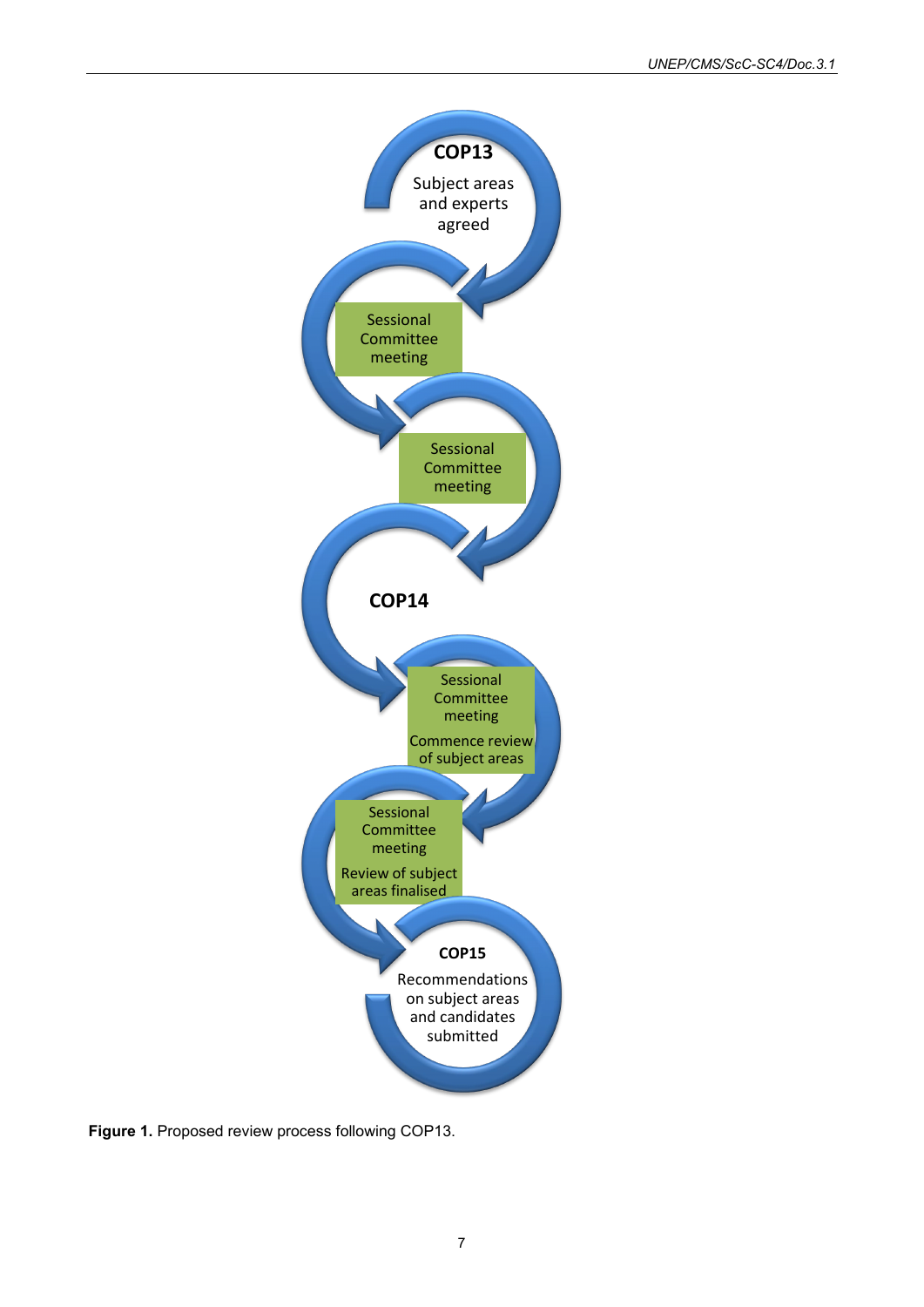COP13

Subject areas and experts agreed

Sessional Committee meeting

Sessional Committee meeting

COP14

Sessional Committee meeting

Commence review of subject areas

Sessional Committee meeting

Review of subject areas finalised

COP15

Recommendations on subject areas and candidates submitted

**Figure 1.** Proposed review process following COP13.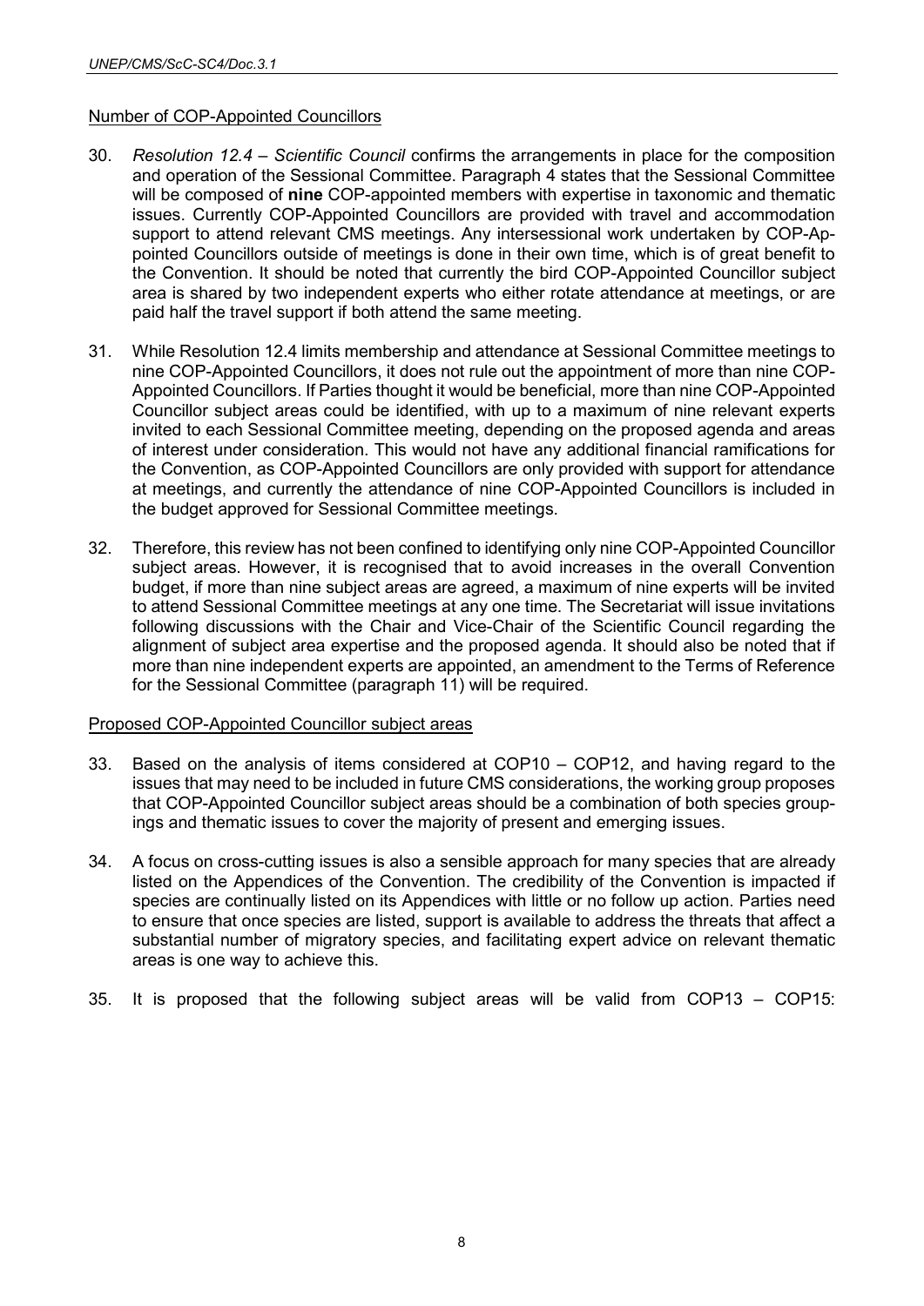Number of COP-Appointed Councillors

30. *Resolution 12.4 – Scientific Council* confirms the arrangements in place for the composition and operation of the Sessional Committee. Paragraph 4 states that the Sessional Committee will be composed of **nine** COP-appointed members with expertise in taxonomic and thematic issues. Currently COP-Appointed Councillors are provided with travel and accommodation support to attend relevant CMS meetings. Any intersessional work undertaken by COP-Appointed Councillors outside of meetings is done in their own time, which is of great benefit to the Convention. It should be noted that currently the bird COP-Appointed Councillor subject area is shared by two independent experts who either rotate attendance at meetings, or are paid half the travel support if both attend the same meeting.

31. While Resolution 12.4 limits membership and attendance at Sessional Committee meetings to nine COP-Appointed Councillors, it does not rule out the appointment of more than nine COP-Appointed Councillors. If Parties thought it would be beneficial, more than nine COP-Appointed Councillor subject areas could be identified, with up to a maximum of nine relevant experts invited to each Sessional Committee meeting, depending on the proposed agenda and areas of interest under consideration. This would not have any additional financial ramifications for the Convention, as COP-Appointed Councillors are only provided with support for attendance at meetings, and currently the attendance of nine COP-Appointed Councillors is included in the budget approved for Sessional Committee meetings.

32. Therefore, this review has not been confined to identifying only nine COP-Appointed Councillor subject areas. However, it is recognised that to avoid increases in the overall Convention budget, if more than nine subject areas are agreed, a maximum of nine experts will be invited to attend Sessional Committee meetings at any one time. The Secretariat will issue invitations following discussions with the Chair and Vice-Chair of the Scientific Council regarding the alignment of subject area expertise and the proposed agenda. It should also be noted that if more than nine independent experts are appointed, an amendment to the Terms of Reference for the Sessional Committee (paragraph 11) will be required.

Proposed COP-Appointed Councillor subject areas

33. Based on the analysis of items considered at COP10 – COP12, and having regard to the issues that may need to be included in future CMS considerations, the working group proposes that COP-Appointed Councillor subject areas should be a combination of both species groupings and thematic issues to cover the majority of present and emerging issues.

34. A focus on cross-cutting issues is also a sensible approach for many species that are already listed on the Appendices of the Convention. The credibility of the Convention is impacted if species are continually listed on its Appendices with little or no follow up action. Parties need to ensure that once species are listed, support is available to address the threats that affect a substantial number of migratory species, and facilitating expert advice on relevant thematic areas is one way to achieve this.

35. It is proposed that the following subject areas will be valid from COP13 – COP15: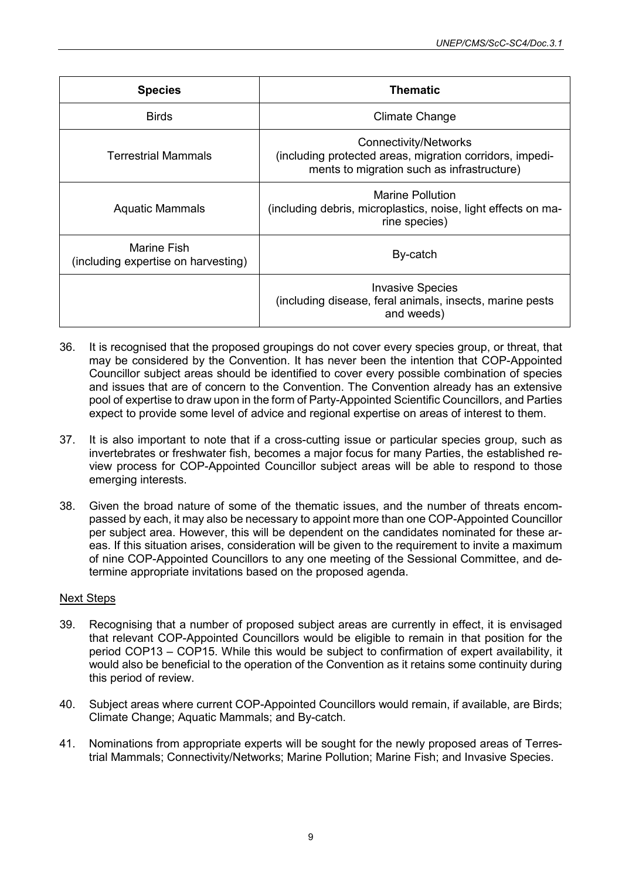| Species | Thematic |
|---|---|
| Birds | Climate Change |
| Terrestrial Mammals | Connectivity/Networks (including protected areas, migration corridors, impediments to migration such as infrastructure) |
| Aquatic Mammals | Marine Pollution (including debris, microplastics, noise, light effects on marine species) |
| Marine Fish (including expertise on harvesting) | By-catch |
| | Invasive Species (including disease, feral animals, insects, marine pests and weeds) |

36. It is recognised that the proposed groupings do not cover every species group, or threat, that may be considered by the Convention. It has never been the intention that COP-Appointed Councillor subject areas should be identified to cover every possible combination of species and issues that are of concern to the Convention. The Convention already has an extensive pool of expertise to draw upon in the form of Party-Appointed Scientific Councillors, and Parties expect to provide some level of advice and regional expertise on areas of interest to them.

37. It is also important to note that if a cross-cutting issue or particular species group, such as invertebrates or freshwater fish, becomes a major focus for many Parties, the established review process for COP-Appointed Councillor subject areas will be able to respond to those emerging interests.

38. Given the broad nature of some of the thematic issues, and the number of threats encompassed by each, it may also be necessary to appoint more than one COP-Appointed Councillor per subject area. However, this will be dependent on the candidates nominated for these areas. If this situation arises, consideration will be given to the requirement to invite a maximum of nine COP-Appointed Councillors to any one meeting of the Sessional Committee, and determine appropriate invitations based on the proposed agenda.

## Next Steps

39. Recognising that a number of proposed subject areas are currently in effect, it is envisaged that relevant COP-Appointed Councillors would be eligible to remain in that position for the period COP13 – COP15. While this would be subject to confirmation of expert availability, it would also be beneficial to the operation of the Convention as it retains some continuity during this period of review.

40. Subject areas where current COP-Appointed Councillors would remain, if available, are Birds; Climate Change; Aquatic Mammals; and By-catch.

41. Nominations from appropriate experts will be sought for the newly proposed areas of Terrestrial Mammals; Connectivity/Networks; Marine Pollution; Marine Fish; and Invasive Species.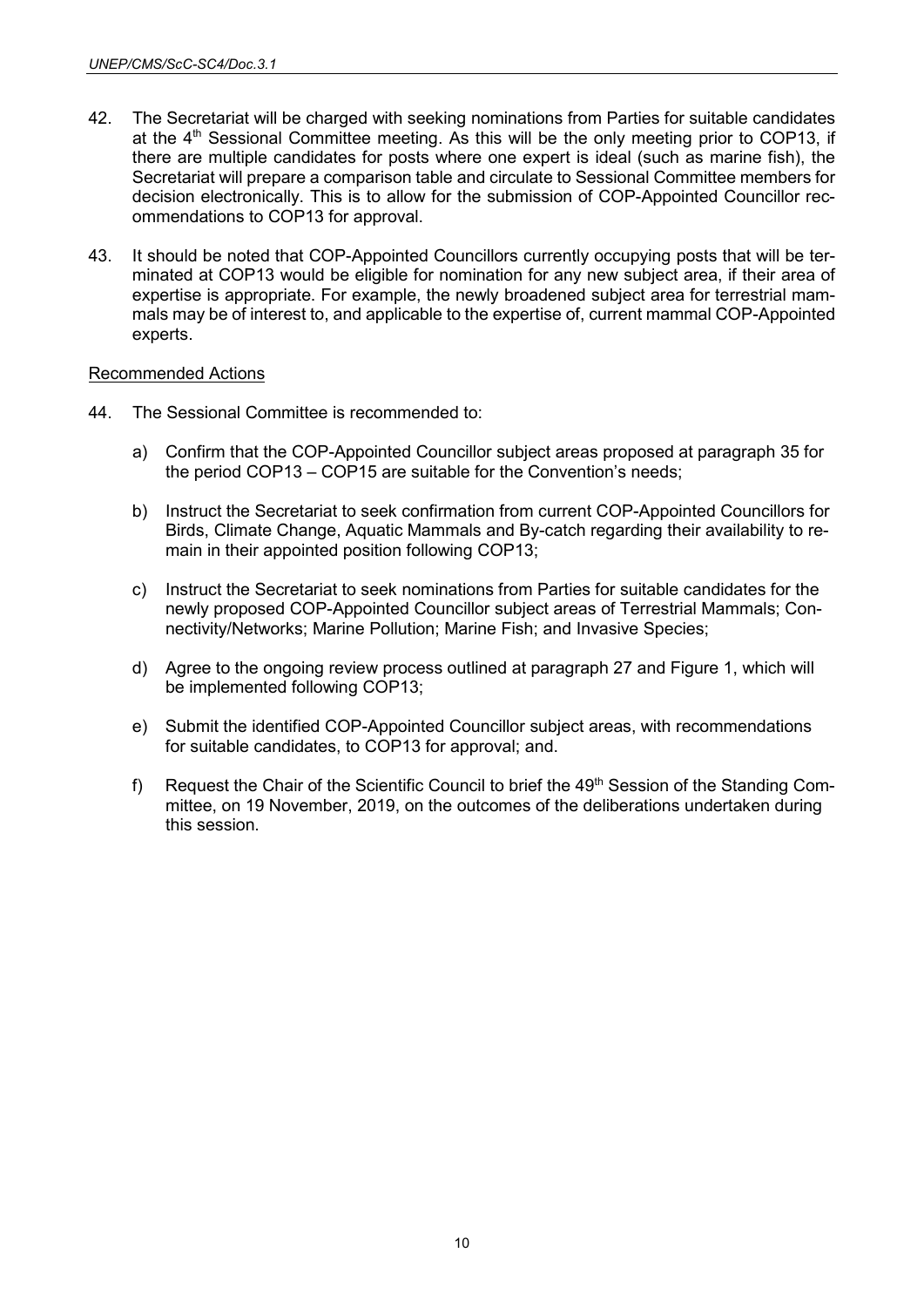42. The Secretariat will be charged with seeking nominations from Parties for suitable candidates at the 4th Sessional Committee meeting. As this will be the only meeting prior to COP13, if there are multiple candidates for posts where one expert is ideal (such as marine fish), the Secretariat will prepare a comparison table and circulate to Sessional Committee members for decision electronically. This is to allow for the submission of COP-Appointed Councillor recommendations to COP13 for approval.

43. It should be noted that COP-Appointed Councillors currently occupying posts that will be terminated at COP13 would be eligible for nomination for any new subject area, if their area of expertise is appropriate. For example, the newly broadened subject area for terrestrial mammals may be of interest to, and applicable to the expertise of, current mammal COP-Appointed experts.

Recommended Actions

44. The Sessional Committee is recommended to:

a) Confirm that the COP-Appointed Councillor subject areas proposed at paragraph 35 for the period COP13 – COP15 are suitable for the Convention's needs;

b) Instruct the Secretariat to seek confirmation from current COP-Appointed Councillors for Birds, Climate Change, Aquatic Mammals and By-catch regarding their availability to remain in their appointed position following COP13;

c) Instruct the Secretariat to seek nominations from Parties for suitable candidates for the newly proposed COP-Appointed Councillor subject areas of Terrestrial Mammals; Connectivity/Networks; Marine Pollution; Marine Fish; and Invasive Species;

d) Agree to the ongoing review process outlined at paragraph 27 and Figure 1, which will be implemented following COP13;

e) Submit the identified COP-Appointed Councillor subject areas, with recommendations for suitable candidates, to COP13 for approval; and.

f) Request the Chair of the Scientific Council to brief the 49th Session of the Standing Committee, on 19 November, 2019, on the outcomes of the deliberations undertaken during this session.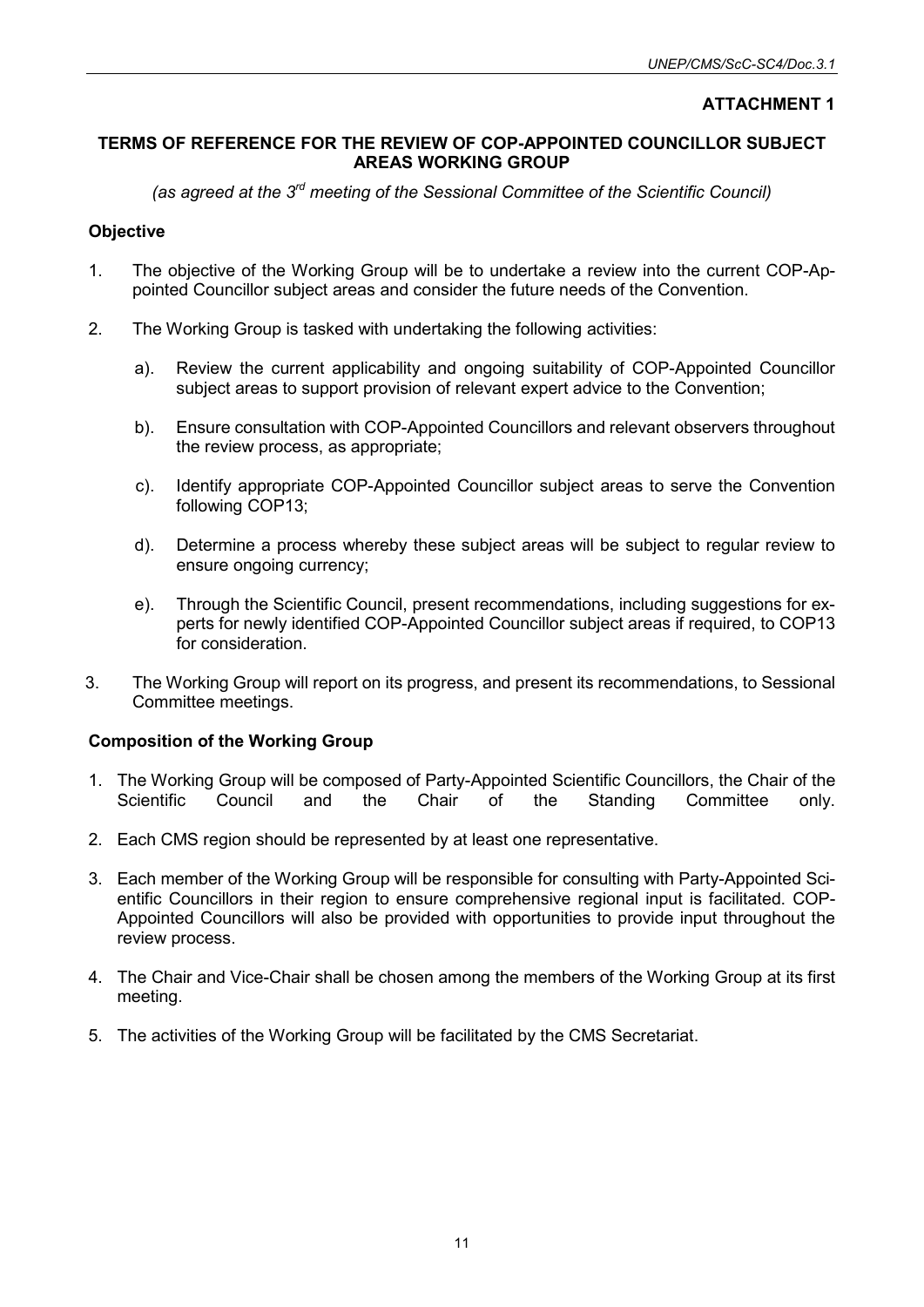**ATTACHMENT 1**

## TERMS OF REFERENCE FOR THE REVIEW OF COP-APPOINTED COUNCILLOR SUBJECT AREAS WORKING GROUP

*(as agreed at the 3rd meeting of the Sessional Committee of the Scientific Council)*

### Objective

1. The objective of the Working Group will be to undertake a review into the current COP-Appointed Councillor subject areas and consider the future needs of the Convention.

2. The Working Group is tasked with undertaking the following activities:

   a). Review the current applicability and ongoing suitability of COP-Appointed Councillor subject areas to support provision of relevant expert advice to the Convention;

   b). Ensure consultation with COP-Appointed Councillors and relevant observers throughout the review process, as appropriate;

   c). Identify appropriate COP-Appointed Councillor subject areas to serve the Convention following COP13;

   d). Determine a process whereby these subject areas will be subject to regular review to ensure ongoing currency;

   e). Through the Scientific Council, present recommendations, including suggestions for experts for newly identified COP-Appointed Councillor subject areas if required, to COP13 for consideration.

3. The Working Group will report on its progress, and present its recommendations, to Sessional Committee meetings.

### Composition of the Working Group

1. The Working Group will be composed of Party-Appointed Scientific Councillors, the Chair of the Scientific Council and the Chair of the Standing Committee only.

2. Each CMS region should be represented by at least one representative.

3. Each member of the Working Group will be responsible for consulting with Party-Appointed Scientific Councillors in their region to ensure comprehensive regional input is facilitated. COP-Appointed Councillors will also be provided with opportunities to provide input throughout the review process.

4. The Chair and Vice-Chair shall be chosen among the members of the Working Group at its first meeting.

5. The activities of the Working Group will be facilitated by the CMS Secretariat.